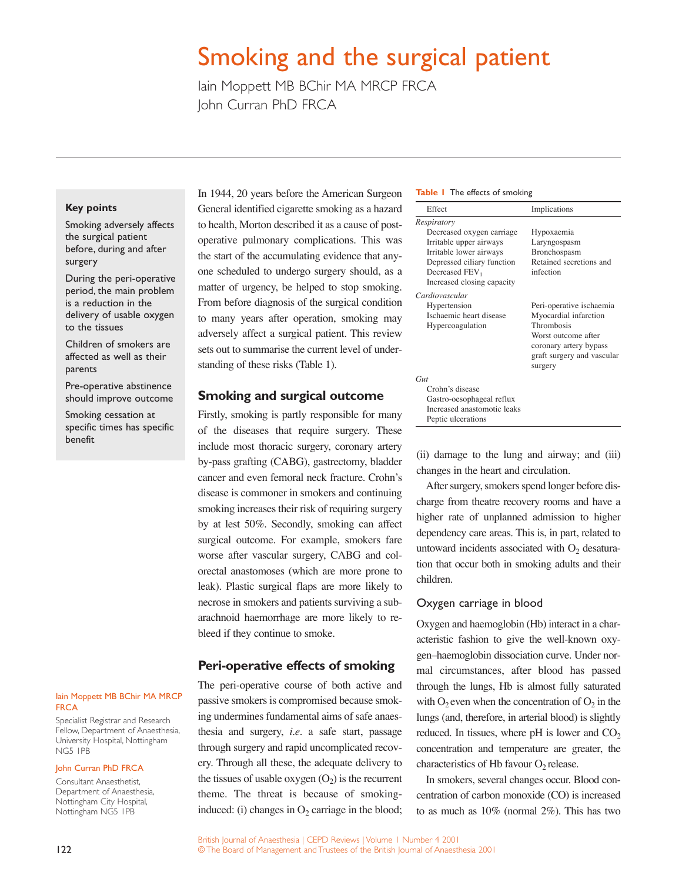# Smoking and the surgical patient

Iain Moppett MB BChir MA MRCP FRCA
John Curran PhD FRCA

**Key points**

Smoking adversely affects the surgical patient before, during and after surgery

During the peri-operative period, the main problem is a reduction in the delivery of usable oxygen to the tissues

Children of smokers are affected as well as their parents

Pre-operative abstinence should improve outcome

Smoking cessation at specific times has specific benefit

In 1944, 20 years before the American Surgeon General identified cigarette smoking as a hazard to health, Morton described it as a cause of post-operative pulmonary complications. This was the start of the accumulating evidence that anyone scheduled to undergo surgery should, as a matter of urgency, be helped to stop smoking. From before diagnosis of the surgical condition to many years after operation, smoking may adversely affect a surgical patient. This review sets out to summarise the current level of understanding of these risks (Table 1).

**Table 1** The effects of smoking

| Effect | Implications |
|---|---|
| *Respiratory* | |
| Decreased oxygen carriage | Hypoxaemia |
| Irritable upper airways | Laryngospasm |
| Irritable lower airways | Bronchospasm |
| Depressed ciliary function | Retained secretions and infection |
| Decreased $FEV_1$ | |
| Increased closing capacity | |
| *Cardiovascular* | |
| Hypertension | Peri-operative ischaemia |
| Ischaemic heart disease | Myocardial infarction |
| Hypercoagulation | Thrombosis |
| | Worst outcome after coronary artery bypass graft surgery and vascular surgery |
| *Gut* | |
| Crohn's disease | |
| Gastro-oesophageal reflux | |
| Increased anastomotic leaks | |
| Peptic ulcerations | |

## Smoking and surgical outcome

Firstly, smoking is partly responsible for many of the diseases that require surgery. These include most thoracic surgery, coronary artery by-pass grafting (CABG), gastrectomy, bladder cancer and even femoral neck fracture. Crohn's disease is commoner in smokers and continuing smoking increases their risk of requiring surgery by at lest 50%. Secondly, smoking can affect surgical outcome. For example, smokers fare worse after vascular surgery, CABG and colorectal anastomoses (which are more prone to leak). Plastic surgical flaps are more likely to necrose in smokers and patients surviving a subarachnoid haemorrhage are more likely to rebleed if they continue to smoke.

## Peri-operative effects of smoking

The peri-operative course of both active and passive smokers is compromised because smoking undermines fundamental aims of safe anaesthesia and surgery, *i.e*. a safe start, passage through surgery and rapid uncomplicated recovery. Through all these, the adequate delivery to the tissues of usable oxygen ($O_2$) is the recurrent theme. The threat is because of smoking-induced: (i) changes in $O_2$ carriage in the blood; (ii) damage to the lung and airway; and (iii) changes in the heart and circulation.

After surgery, smokers spend longer before discharge from theatre recovery rooms and have a higher rate of unplanned admission to higher dependency care areas. This is, in part, related to untoward incidents associated with $O_2$ desaturation that occur both in smoking adults and their children.

### Oxygen carriage in blood

Oxygen and haemoglobin (Hb) interact in a characteristic fashion to give the well-known oxygen–haemoglobin dissociation curve. Under normal circumstances, after blood has passed through the lungs, Hb is almost fully saturated with $O_2$ even when the concentration of $O_2$ in the lungs (and, therefore, in arterial blood) is slightly reduced. In tissues, where pH is lower and $CO_2$ concentration and temperature are greater, the characteristics of Hb favour $O_2$ release.

In smokers, several changes occur. Blood concentration of carbon monoxide (CO) is increased to as much as 10% (normal 2%). This has two

**Iain Moppett MB BChir MA MRCP FRCA**

Specialist Registrar and Research Fellow, Department of Anaesthesia, University Hospital, Nottingham NG5 1PB

**John Curran PhD FRCA**

Consultant Anaesthetist, Department of Anaesthesia, Nottingham City Hospital, Nottingham NG5 1PB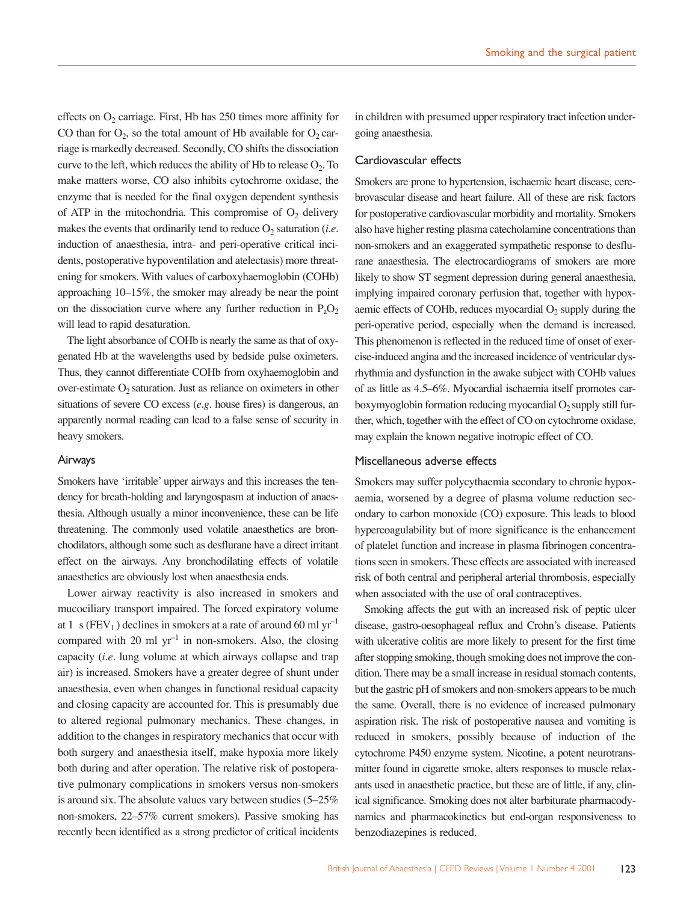effects on $O_2$ carriage. First, Hb has 250 times more affinity for CO than for $O_2$, so the total amount of Hb available for $O_2$ carriage is markedly decreased. Secondly, CO shifts the dissociation curve to the left, which reduces the ability of Hb to release $O_2$. To make matters worse, CO also inhibits cytochrome oxidase, the enzyme that is needed for the final oxygen dependent synthesis of ATP in the mitochondria. This compromise of $O_2$ delivery makes the events that ordinarily tend to reduce $O_2$ saturation (*i.e.* induction of anaesthesia, intra- and peri-operative critical incidents, postoperative hypoventilation and atelectasis) more threatening for smokers. With values of carboxyhaemoglobin (COHb) approaching 10–15%, the smoker may already be near the point on the dissociation curve where any further reduction in $P_aO_2$ will lead to rapid desaturation.

The light absorbance of COHb is nearly the same as that of oxygenated Hb at the wavelengths used by bedside pulse oximeters. Thus, they cannot differentiate COHb from oxyhaemoglobin and over-estimate $O_2$ saturation. Just as reliance on oximeters in other situations of severe CO excess (*e.g.* house fires) is dangerous, an apparently normal reading can lead to a false sense of security in heavy smokers.

### Airways

Smokers have 'irritable' upper airways and this increases the tendency for breath-holding and laryngospasm at induction of anaesthesia. Although usually a minor inconvenience, these can be life threatening. The commonly used volatile anaesthetics are bronchodilators, although some such as desflurane have a direct irritant effect on the airways. Any bronchodilating effects of volatile anaesthetics are obviously lost when anaesthesia ends.

Lower airway reactivity is also increased in smokers and mucociliary transport impaired. The forced expiratory volume at 1 s ($FEV_1$) declines in smokers at a rate of around 60 ml $yr^{-1}$ compared with 20 ml $yr^{-1}$ in non-smokers. Also, the closing capacity (*i.e.* lung volume at which airways collapse and trap air) is increased. Smokers have a greater degree of shunt under anaesthesia, even when changes in functional residual capacity and closing capacity are accounted for. This is presumably due to altered regional pulmonary mechanics. These changes, in addition to the changes in respiratory mechanics that occur with both surgery and anaesthesia itself, make hypoxia more likely both during and after operation. The relative risk of postoperative pulmonary complications in smokers versus non-smokers is around six. The absolute values vary between studies (5–25% non-smokers, 22–57% current smokers). Passive smoking has recently been identified as a strong predictor of critical incidents in children with presumed upper respiratory tract infection undergoing anaesthesia.

### Cardiovascular effects

Smokers are prone to hypertension, ischaemic heart disease, cerebrovascular disease and heart failure. All of these are risk factors for postoperative cardiovascular morbidity and mortality. Smokers also have higher resting plasma catecholamine concentrations than non-smokers and an exaggerated sympathetic response to desflurane anaesthesia. The electrocardiograms of smokers are more likely to show ST segment depression during general anaesthesia, implying impaired coronary perfusion that, together with hypoxaemic effects of COHb, reduces myocardial $O_2$ supply during the peri-operative period, especially when the demand is increased. This phenomenon is reflected in the reduced time of onset of exercise-induced angina and the increased incidence of ventricular dysrhythmia and dysfunction in the awake subject with COHb values of as little as 4.5–6%. Myocardial ischaemia itself promotes carboxymyoglobin formation reducing myocardial $O_2$ supply still further, which, together with the effect of CO on cytochrome oxidase, may explain the known negative inotropic effect of CO.

### Miscellaneous adverse effects

Smokers may suffer polycythaemia secondary to chronic hypoxaemia, worsened by a degree of plasma volume reduction secondary to carbon monoxide (CO) exposure. This leads to blood hypercoagulability but of more significance is the enhancement of platelet function and increase in plasma fibrinogen concentrations seen in smokers. These effects are associated with increased risk of both central and peripheral arterial thrombosis, especially when associated with the use of oral contraceptives.

Smoking affects the gut with an increased risk of peptic ulcer disease, gastro-oesophageal reflux and Crohn's disease. Patients with ulcerative colitis are more likely to present for the first time after stopping smoking, though smoking does not improve the condition. There may be a small increase in residual stomach contents, but the gastric pH of smokers and non-smokers appears to be much the same. Overall, there is no evidence of increased pulmonary aspiration risk. The risk of postoperative nausea and vomiting is reduced in smokers, possibly because of induction of the cytochrome P450 enzyme system. Nicotine, a potent neurotransmitter found in cigarette smoke, alters responses to muscle relaxants used in anaesthetic practice, but these are of little, if any, clinical significance. Smoking does not alter barbiturate pharmacodynamics and pharmacokinetics but end-organ responsiveness to benzodiazepines is reduced.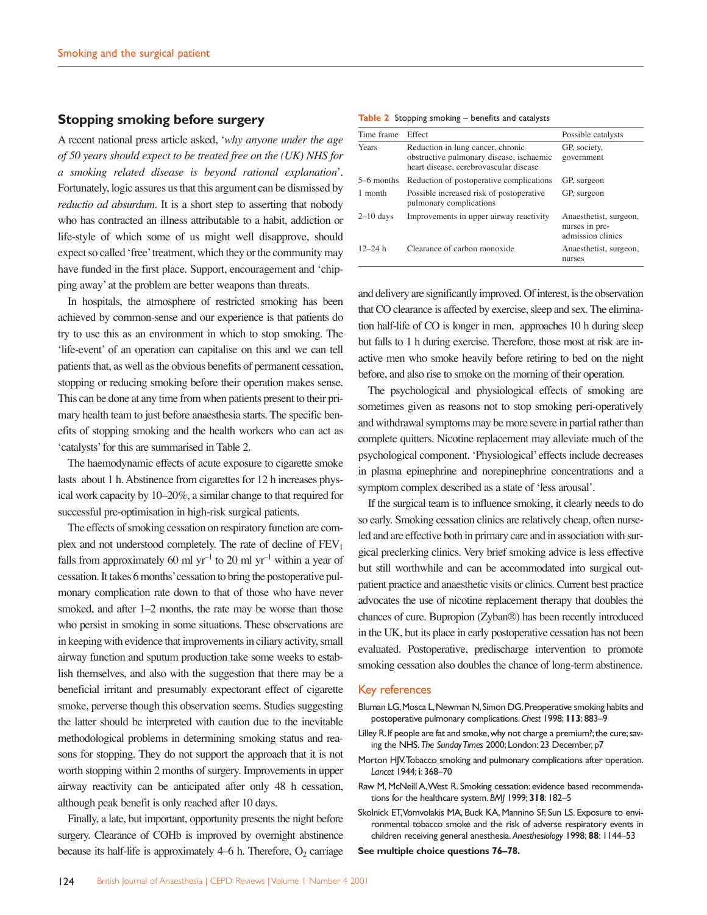## Stopping smoking before surgery

A recent national press article asked, '*why anyone under the age of 50 years should expect to be treated free on the (UK) NHS for a smoking related disease is beyond rational explanation*'. Fortunately, logic assures us that this argument can be dismissed by *reductio ad absurdum*. It is a short step to asserting that nobody who has contracted an illness attributable to a habit, addiction or life-style of which some of us might well disapprove, should expect so called 'free' treatment, which they or the community may have funded in the first place. Support, encouragement and 'chipping away' at the problem are better weapons than threats.

In hospitals, the atmosphere of restricted smoking has been achieved by common-sense and our experience is that patients do try to use this as an environment in which to stop smoking. The 'life-event' of an operation can capitalise on this and we can tell patients that, as well as the obvious benefits of permanent cessation, stopping or reducing smoking before their operation makes sense. This can be done at any time from when patients present to their primary health team to just before anaesthesia starts. The specific benefits of stopping smoking and the health workers who can act as 'catalysts' for this are summarised in Table 2.

The haemodynamic effects of acute exposure to cigarette smoke lasts about 1 h. Abstinence from cigarettes for 12 h increases physical work capacity by 10–20%, a similar change to that required for successful pre-optimisation in high-risk surgical patients.

The effects of smoking cessation on respiratory function are complex and not understood completely. The rate of decline of $FEV_1$ falls from approximately 60 ml $yr^{-1}$ to 20 ml $yr^{-1}$ within a year of cessation. It takes 6 months' cessation to bring the postoperative pulmonary complication rate down to that of those who have never smoked, and after 1–2 months, the rate may be worse than those who persist in smoking in some situations. These observations are in keeping with evidence that improvements in ciliary activity, small airway function and sputum production take some weeks to establish themselves, and also with the suggestion that there may be a beneficial irritant and presumably expectorant effect of cigarette smoke, perverse though this observation seems. Studies suggesting the latter should be interpreted with caution due to the inevitable methodological problems in determining smoking status and reasons for stopping. They do not support the approach that it is not worth stopping within 2 months of surgery. Improvements in upper airway reactivity can be anticipated after only 48 h cessation, although peak benefit is only reached after 10 days.

Finally, a late, but important, opportunity presents the night before surgery. Clearance of COHb is improved by overnight abstinence because its half-life is approximately 4–6 h. Therefore, $O_2$ carriage and delivery are significantly improved. Of interest, is the observation that CO clearance is affected by exercise, sleep and sex. The elimination half-life of CO is longer in men, approaches 10 h during sleep but falls to 1 h during exercise. Therefore, those most at risk are inactive men who smoke heavily before retiring to bed on the night before, and also rise to smoke on the morning of their operation.

**Table 2** Stopping smoking – benefits and catalysts

| Time frame | Effect | Possible catalysts |
|---|---|---|
| Years | Reduction in lung cancer, chronic obstructive pulmonary disease, ischaemic heart disease, cerebrovascular disease | GP, society, government |
| 5–6 months | Reduction of postoperative complications | GP, surgeon |
| 1 month | Possible increased risk of postoperative pulmonary complications | GP, surgeon |
| 2–10 days | Improvements in upper airway reactivity | Anaesthetist, surgeon, nurses in pre-admission clinics |
| 12–24 h | Clearance of carbon monoxide | Anaesthetist, surgeon, nurses |

The psychological and physiological effects of smoking are sometimes given as reasons not to stop smoking peri-operatively and withdrawal symptoms may be more severe in partial rather than complete quitters. Nicotine replacement may alleviate much of the psychological component. 'Physiological' effects include decreases in plasma epinephrine and norepinephrine concentrations and a symptom complex described as a state of 'less arousal'.

If the surgical team is to influence smoking, it clearly needs to do so early. Smoking cessation clinics are relatively cheap, often nurse-led and are effective both in primary care and in association with surgical preclerking clinics. Very brief smoking advice is less effective but still worthwhile and can be accommodated into surgical outpatient practice and anaesthetic visits or clinics. Current best practice advocates the use of nicotine replacement therapy that doubles the chances of cure. Bupropion (Zyban®) has been recently introduced in the UK, but its place in early postoperative cessation has not been evaluated. Postoperative, predischarge intervention to promote smoking cessation also doubles the chance of long-term abstinence.

## Key references

Bluman LG, Mosca L, Newman N, Simon DG. Preoperative smoking habits and postoperative pulmonary complications. *Chest* 1998; **113**: 883–9

Lilley R. If people are fat and smoke, why not charge a premium?; the cure; saving the NHS. *The Sunday Times* 2000; London: 23 December, p7

Morton HJV. Tobacco smoking and pulmonary complications after operation. *Lancet* 1944; **i**: 368–70

Raw M, McNeill A, West R. Smoking cessation: evidence based recommendations for the healthcare system. *BMJ* 1999; **318**: 182–5

Skolnick ET, Vomvolakis MA, Buck KA, Mannino SF, Sun LS. Exposure to environmental tobacco smoke and the risk of adverse respiratory events in children receiving general anesthesia. *Anesthesiology* 1998; **88**: 1144–53

**See multiple choice questions 76–78.**